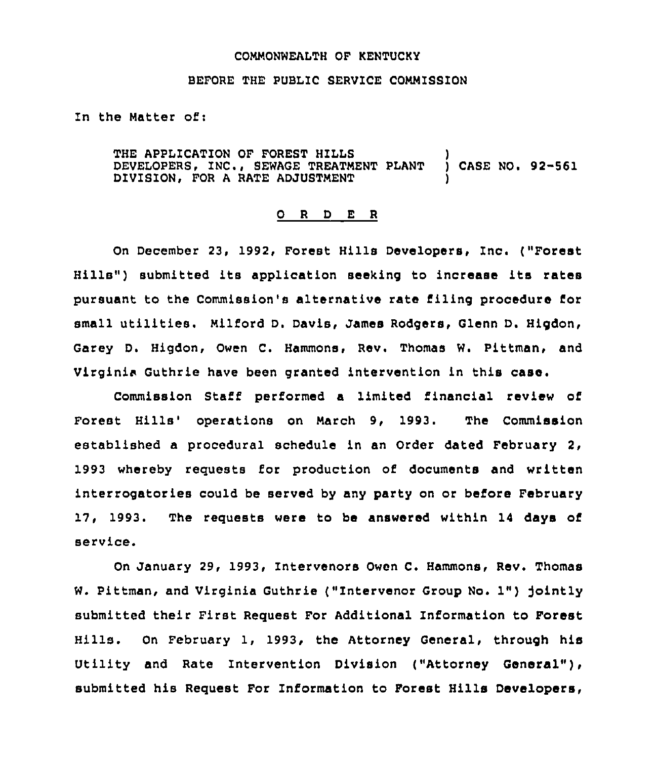COMMONWEALTH OF KENTUCKY

BEFORE THE PUBLIC SERVICE COMMISSION

In the Matter of:

THE APPLICATION OF FOREST HILLS DEVELOPERS, INC., SEWAGE TREATMENT PLANT DIVISION, FOR A RATE ADJUSTMENT ) CASE NO. 92-561

## O R D E R

On December 23, 1992, Forest Hills Developers, Inc. ("Forest Hills") submitted its application seeking to increase its rates pursuant to the Commission's alternative rate filing procedure for small utilities. Milford D. Davis, James Rodgers, Glenn D. Higdon, Garey D. Higdon, Owen C. Hammons, Rev. Thomas W. Pittman, and Virginia Guthrie have been granted intervention in this case.

Commission Staff performed a limited financial review of Forest Hills' operations on March 9, 1993. The Commission established a procedural schedule in an Order dated February 2, 1993 whereby requests for production of documents and written interrogatories could be served by any party on or before February 17, 1993. The requests were to be answered within 14 days of service.

On January 29, 1993, Intervenors Owen C. Hammons, Rev. Thomas W. Pittman, and Virginia Guthrie ("Intervenor Group No. 1") jointly submitted their First Request For Additional Information to Forest Hills. On February 1, 1993, the Attorney General, through his Utility and Rate Intervention Division ("Attorney General"), submitted his Request For Information to Forest Hills Developers,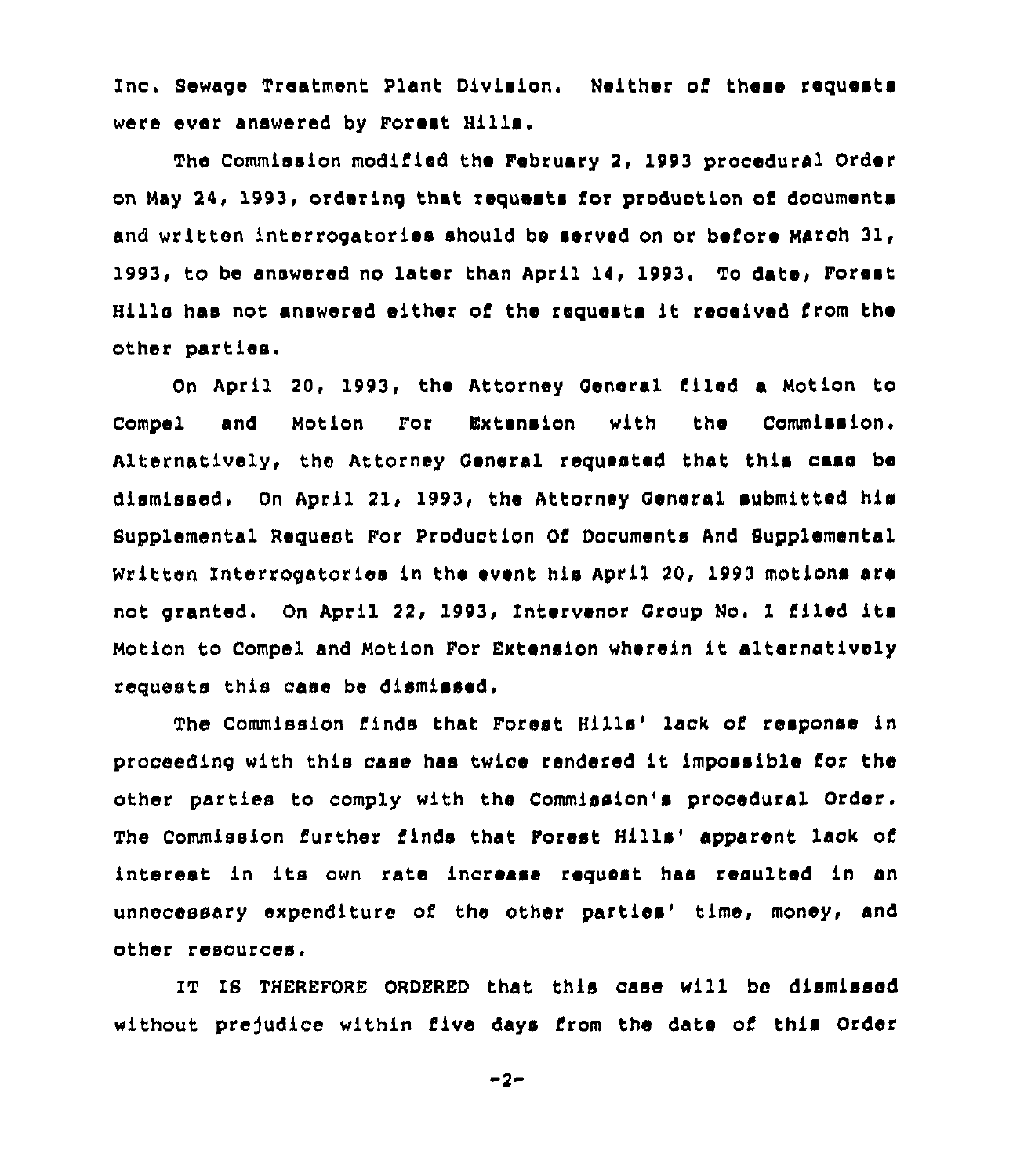Inc. Sewage Treatment Plant Division. Neither of these requests were ever answered by Forest Hills.

The Commission modified the February 2, 1993 procedural Order on May 24, 1993, ordering that requests for production of documents and written interrogatories should be served on or before March 31, 1993, to be answered no later than April 14, 1993. To date, Forest Hills has not answered either of the requests it received from the other parties.

On April 20, 1993, the Attorney General filed a Motion to Compel and Motion For Extension with the Commission. Alternatively, the Attorney General requested that this case be dismissed. On April 21, 1993, the Attorney General submitted his Supplemental Request For Production Of Documents And Supplemental Written Interrogatories in the event his April 20, 1993 motions are not granted. On April 22, 1993, Intervenor Group No. 1 filed its Motion to Compel and Motion For Extension wherein it alternatively requests this case be dismissed.

The Commission finds that Forest Hills' lack of response in proceeding with this case has twice rendered it impossible for the other parties to comply with the Commission's procedural Order. The Commission further finds that Forest Hills' apparent lack of interest in its own rate increase request has resulted in an unnecessary expenditure of the other parties' time, money, and other resources.

IT IS THEREFORE ORDERED that this case will be dismissed without prejudice within five days from the date of this Order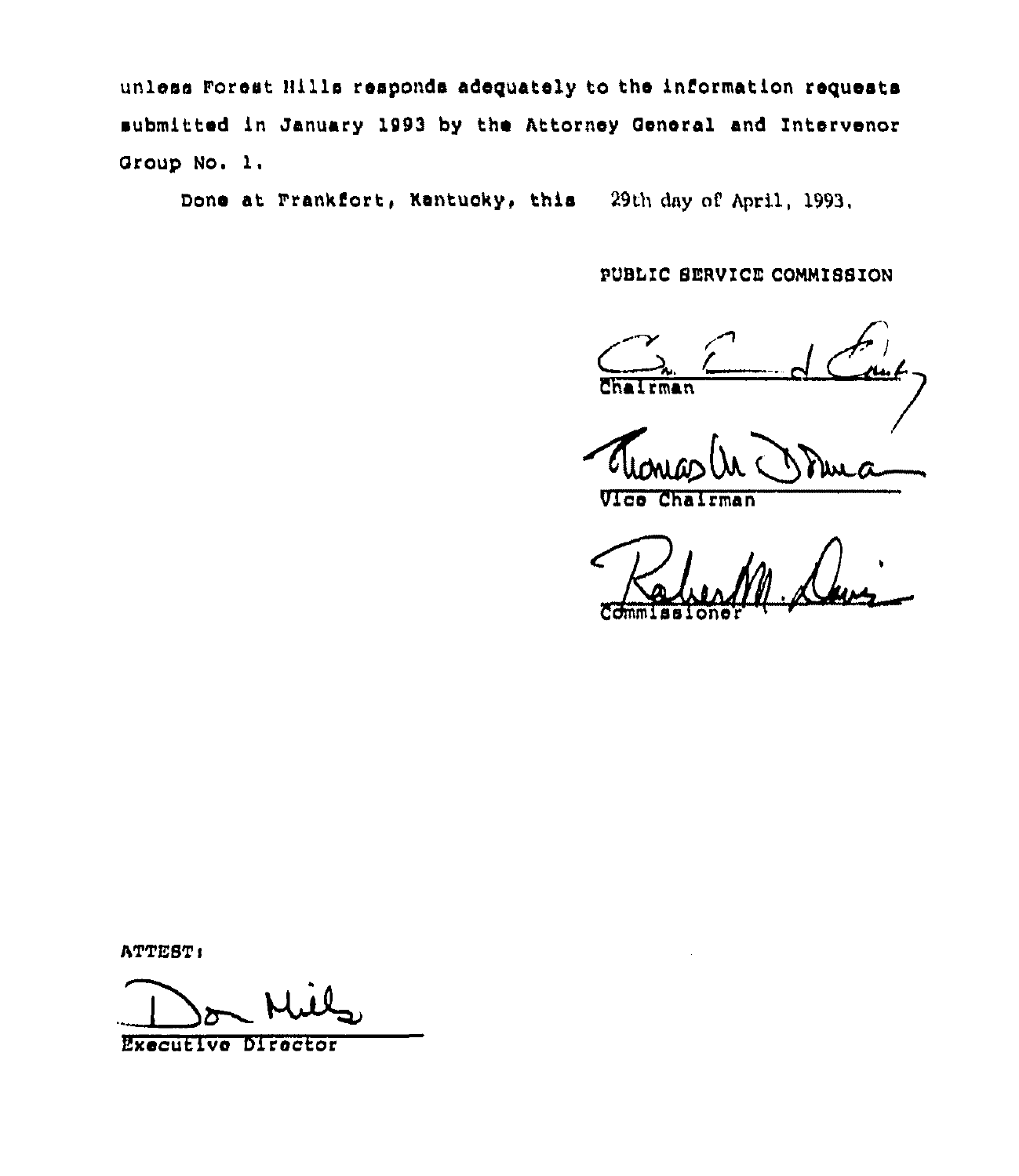unless Forest Hills responds adequately to the information requests submitted in January 1993 by the Attorney General and Intervenor Group No. 1.

Done at Frankfort, Kentucky, this 29th day of April, 1993.

PUBLIC SERVICE COMMISSION

Chairman

Vice Chairman

Commissioner

ATTEST:

Executive Director